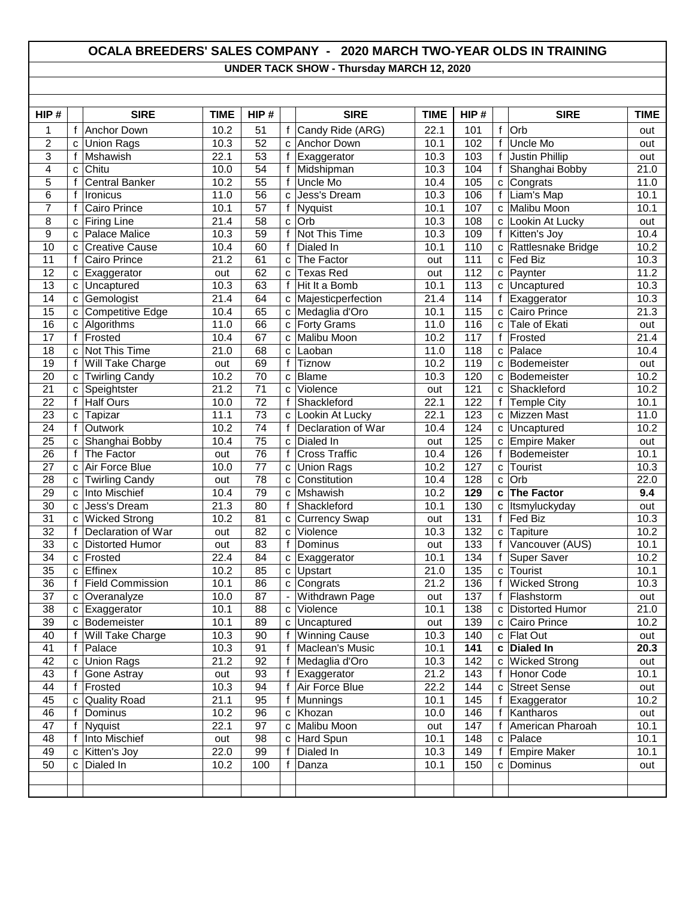# OCALA BREEDERS' SALES COMPANY - 2020 MARCH TWO-YEAR OLDS IN TRAINING

## UNDER TACK SHOW - Thursday MARCH 12, 2020

| HIP # | | SIRE | TIME | HIP # | | SIRE | TIME | HIP # | | SIRE | TIME |
|---|---|---|---|---|---|---|---|---|---|---|---|
| 1 | f | Anchor Down | 10.2 | 51 | f | Candy Ride (ARG) | 22.1 | 101 | f | Orb | out |
| 2 | c | Union Rags | 10.3 | 52 | c | Anchor Down | 10.1 | 102 | f | Uncle Mo | out |
| 3 | f | Mshawish | 22.1 | 53 | f | Exaggerator | 10.3 | 103 | f | Justin Phillip | out |
| 4 | c | Chitu | 10.0 | 54 | f | Midshipman | 10.3 | 104 | f | Shanghai Bobby | 21.0 |
| 5 | f | Central Banker | 10.2 | 55 | f | Uncle Mo | 10.4 | 105 | c | Congrats | 11.0 |
| 6 | f | Ironicus | 11.0 | 56 | c | Jess's Dream | 10.3 | 106 | f | Liam's Map | 10.1 |
| 7 | f | Cairo Prince | 10.1 | 57 | f | Nyquist | 10.1 | 107 | c | Malibu Moon | 10.1 |
| 8 | c | Firing Line | 21.4 | 58 | c | Orb | 10.3 | 108 | c | Lookin At Lucky | out |
| 9 | c | Palace Malice | 10.3 | 59 | f | Not This Time | 10.3 | 109 | f | Kitten's Joy | 10.4 |
| 10 | c | Creative Cause | 10.4 | 60 | f | Dialed In | 10.1 | 110 | c | Rattlesnake Bridge | 10.2 |
| 11 | f | Cairo Prince | 21.2 | 61 | c | The Factor | out | 111 | c | Fed Biz | 10.3 |
| 12 | c | Exaggerator | out | 62 | c | Texas Red | out | 112 | c | Paynter | 11.2 |
| 13 | c | Uncaptured | 10.3 | 63 | f | Hit It a Bomb | 10.1 | 113 | c | Uncaptured | 10.3 |
| 14 | c | Gemologist | 21.4 | 64 | c | Majesticperfection | 21.4 | 114 | f | Exaggerator | 10.3 |
| 15 | c | Competitive Edge | 10.4 | 65 | c | Medaglia d'Oro | 10.1 | 115 | c | Cairo Prince | 21.3 |
| 16 | c | Algorithms | 11.0 | 66 | c | Forty Grams | 11.0 | 116 | c | Tale of Ekati | out |
| 17 | f | Frosted | 10.4 | 67 | c | Malibu Moon | 10.2 | 117 | f | Frosted | 21.4 |
| 18 | c | Not This Time | 21.0 | 68 | c | Laoban | 11.0 | 118 | c | Palace | 10.4 |
| 19 | f | Will Take Charge | out | 69 | f | Tiznow | 10.2 | 119 | c | Bodemeister | out |
| 20 | c | Twirling Candy | 10.2 | 70 | c | Blame | 10.3 | 120 | c | Bodemeister | 10.2 |
| 21 | c | Speightster | 21.2 | 71 | c | Violence | out | 121 | c | Shackleford | 10.2 |
| 22 | f | Half Ours | 10.0 | 72 | f | Shackleford | 22.1 | 122 | f | Temple City | 10.1 |
| 23 | c | Tapizar | 11.1 | 73 | c | Lookin At Lucky | 22.1 | 123 | c | Mizzen Mast | 11.0 |
| 24 | f | Outwork | 10.2 | 74 | f | Declaration of War | 10.4 | 124 | c | Uncaptured | 10.2 |
| 25 | c | Shanghai Bobby | 10.4 | 75 | c | Dialed In | out | 125 | c | Empire Maker | out |
| 26 | f | The Factor | out | 76 | f | Cross Traffic | 10.4 | 126 | f | Bodemeister | 10.1 |
| 27 | c | Air Force Blue | 10.0 | 77 | c | Union Rags | 10.2 | 127 | c | Tourist | 10.3 |
| 28 | c | Twirling Candy | out | 78 | c | Constitution | 10.4 | 128 | c | Orb | 22.0 |
| 29 | c | Into Mischief | 10.4 | 79 | c | Mshawish | 10.2 | **129** | **c** | **The Factor** | **9.4** |
| 30 | c | Jess's Dream | 21.3 | 80 | f | Shackleford | 10.1 | 130 | c | Itsmyluckyday | out |
| 31 | c | Wicked Strong | 10.2 | 81 | c | Currency Swap | out | 131 | f | Fed Biz | 10.3 |
| 32 | f | Declaration of War | out | 82 | c | Violence | 10.3 | 132 | c | Tapiture | 10.2 |
| 33 | c | Distorted Humor | out | 83 | f | Dominus | out | 133 | f | Vancouver (AUS) | 10.1 |
| 34 | c | Frosted | 22.4 | 84 | c | Exaggerator | 10.1 | 134 | f | Super Saver | 10.2 |
| 35 | c | Effinex | 10.2 | 85 | c | Upstart | 21.0 | 135 | c | Tourist | 10.1 |
| 36 | f | Field Commission | 10.1 | 86 | c | Congrats | 21.2 | 136 | f | Wicked Strong | 10.3 |
| 37 | c | Overanalyze | 10.0 | 87 | - | Withdrawn Page | out | 137 | f | Flashstorm | out |
| 38 | c | Exaggerator | 10.1 | 88 | c | Violence | 10.1 | 138 | c | Distorted Humor | 21.0 |
| 39 | c | Bodemeister | 10.1 | 89 | c | Uncaptured | out | 139 | c | Cairo Prince | 10.2 |
| 40 | f | Will Take Charge | 10.3 | 90 | f | Winning Cause | 10.3 | 140 | c | Flat Out | out |
| 41 | f | Palace | 10.3 | 91 | f | Maclean's Music | 10.1 | **141** | **c** | **Dialed In** | **20.3** |
| 42 | c | Union Rags | 21.2 | 92 | f | Medaglia d'Oro | 10.3 | 142 | c | Wicked Strong | out |
| 43 | f | Gone Astray | out | 93 | f | Exaggerator | 21.2 | 143 | f | Honor Code | 10.1 |
| 44 | f | Frosted | 10.3 | 94 | f | Air Force Blue | 22.2 | 144 | c | Street Sense | out |
| 45 | c | Quality Road | 21.1 | 95 | f | Munnings | 10.1 | 145 | f | Exaggerator | 10.2 |
| 46 | f | Dominus | 10.2 | 96 | c | Khozan | 10.0 | 146 | f | Kantharos | out |
| 47 | f | Nyquist | 22.1 | 97 | c | Malibu Moon | out | 147 | f | American Pharoah | 10.1 |
| 48 | f | Into Mischief | out | 98 | c | Hard Spun | 10.1 | 148 | c | Palace | 10.1 |
| 49 | c | Kitten's Joy | 22.0 | 99 | f | Dialed In | 10.3 | 149 | f | Empire Maker | 10.1 |
| 50 | c | Dialed In | 10.2 | 100 | f | Danza | 10.1 | 150 | c | Dominus | out |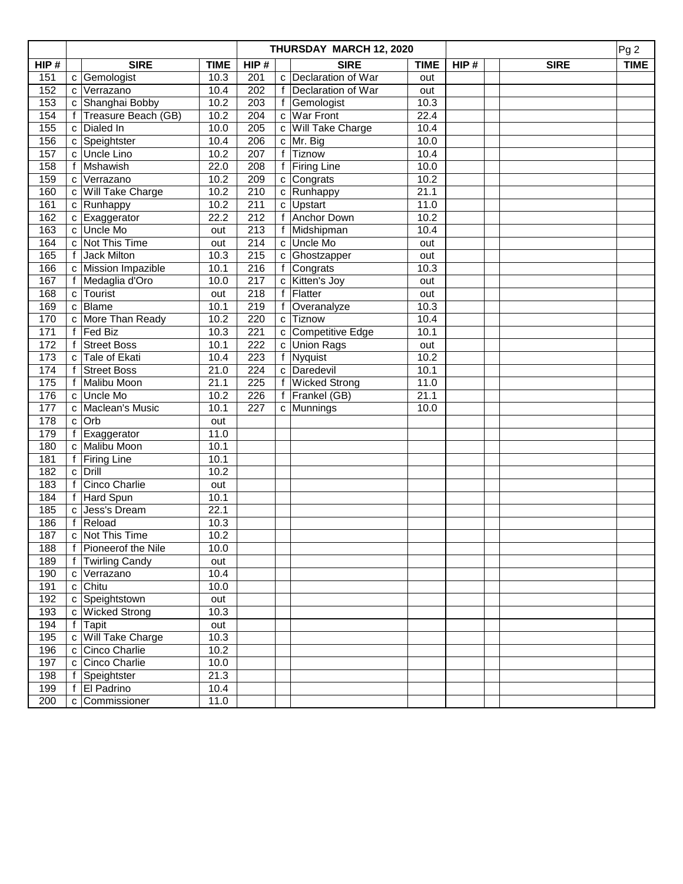| | | | | THURSDAY MARCH 12, 2020 | | | | | | Pg 2 |
|---|---|---|---|---|---|---|---|---|---|---|
| HIP # | | SIRE | TIME | HIP # | | SIRE | TIME | HIP # | | SIRE | TIME |
| 151 | c | Gemologist | 10.3 | 201 | c | Declaration of War | out | | | | |
| 152 | c | Verrazano | 10.4 | 202 | f | Declaration of War | out | | | | |
| 153 | c | Shanghai Bobby | 10.2 | 203 | f | Gemologist | 10.3 | | | | |
| 154 | f | Treasure Beach (GB) | 10.2 | 204 | c | War Front | 22.4 | | | | |
| 155 | c | Dialed In | 10.0 | 205 | c | Will Take Charge | 10.4 | | | | |
| 156 | c | Speightster | 10.4 | 206 | c | Mr. Big | 10.0 | | | | |
| 157 | c | Uncle Lino | 10.2 | 207 | f | Tiznow | 10.4 | | | | |
| 158 | f | Mshawish | 22.0 | 208 | f | Firing Line | 10.0 | | | | |
| 159 | c | Verrazano | 10.2 | 209 | c | Congrats | 10.2 | | | | |
| 160 | c | Will Take Charge | 10.2 | 210 | c | Runhappy | 21.1 | | | | |
| 161 | c | Runhappy | 10.2 | 211 | c | Upstart | 11.0 | | | | |
| 162 | c | Exaggerator | 22.2 | 212 | f | Anchor Down | 10.2 | | | | |
| 163 | c | Uncle Mo | out | 213 | f | Midshipman | 10.4 | | | | |
| 164 | c | Not This Time | out | 214 | c | Uncle Mo | out | | | | |
| 165 | f | Jack Milton | 10.3 | 215 | c | Ghostzapper | out | | | | |
| 166 | c | Mission Impazible | 10.1 | 216 | f | Congrats | 10.3 | | | | |
| 167 | f | Medaglia d'Oro | 10.0 | 217 | c | Kitten's Joy | out | | | | |
| 168 | c | Tourist | out | 218 | f | Flatter | out | | | | |
| 169 | c | Blame | 10.1 | 219 | f | Overanalyze | 10.3 | | | | |
| 170 | c | More Than Ready | 10.2 | 220 | c | Tiznow | 10.4 | | | | |
| 171 | f | Fed Biz | 10.3 | 221 | c | Competitive Edge | 10.1 | | | | |
| 172 | f | Street Boss | 10.1 | 222 | c | Union Rags | out | | | | |
| 173 | c | Tale of Ekati | 10.4 | 223 | f | Nyquist | 10.2 | | | | |
| 174 | f | Street Boss | 21.0 | 224 | c | Daredevil | 10.1 | | | | |
| 175 | f | Malibu Moon | 21.1 | 225 | f | Wicked Strong | 11.0 | | | | |
| 176 | c | Uncle Mo | 10.2 | 226 | f | Frankel (GB) | 21.1 | | | | |
| 177 | c | Maclean's Music | 10.1 | 227 | c | Munnings | 10.0 | | | | |
| 178 | c | Orb | out | | | | | | | | |
| 179 | f | Exaggerator | 11.0 | | | | | | | | |
| 180 | c | Malibu Moon | 10.1 | | | | | | | | |
| 181 | f | Firing Line | 10.1 | | | | | | | | |
| 182 | c | Drill | 10.2 | | | | | | | | |
| 183 | f | Cinco Charlie | out | | | | | | | | |
| 184 | f | Hard Spun | 10.1 | | | | | | | | |
| 185 | c | Jess's Dream | 22.1 | | | | | | | | |
| 186 | f | Reload | 10.3 | | | | | | | | |
| 187 | c | Not This Time | 10.2 | | | | | | | | |
| 188 | f | Pioneerof the Nile | 10.0 | | | | | | | | |
| 189 | f | Twirling Candy | out | | | | | | | | |
| 190 | c | Verrazano | 10.4 | | | | | | | | |
| 191 | c | Chitu | 10.0 | | | | | | | | |
| 192 | c | Speightstown | out | | | | | | | | |
| 193 | c | Wicked Strong | 10.3 | | | | | | | | |
| 194 | f | Tapit | out | | | | | | | | |
| 195 | c | Will Take Charge | 10.3 | | | | | | | | |
| 196 | c | Cinco Charlie | 10.2 | | | | | | | | |
| 197 | c | Cinco Charlie | 10.0 | | | | | | | | |
| 198 | f | Speightster | 21.3 | | | | | | | | |
| 199 | f | El Padrino | 10.4 | | | | | | | | |
| 200 | c | Commissioner | 11.0 | | | | | | | | |